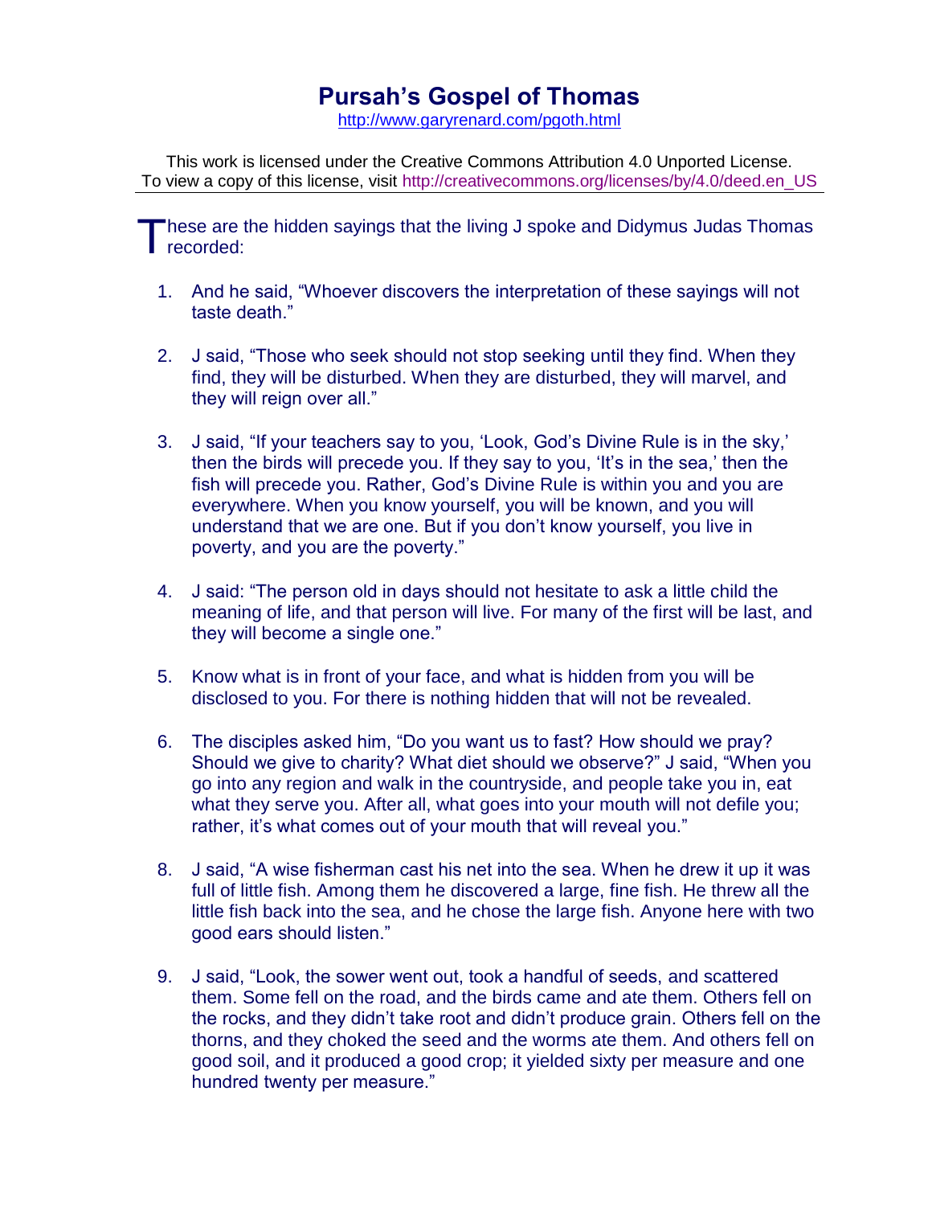# Pursah's Gospel of Thomas

http://www.garyrenard.com/pgoth.html

This work is licensed under the Creative Commons Attribution 4.0 Unported License. To view a copy of this license, visit http://creativecommons.org/licenses/by/4.0/deed.en_US

---

These are the hidden sayings that the living J spoke and Didymus Judas Thomas recorded:

1. And he said, "Whoever discovers the interpretation of these sayings will not taste death."

2. J said, "Those who seek should not stop seeking until they find. When they find, they will be disturbed. When they are disturbed, they will marvel, and they will reign over all."

3. J said, "If your teachers say to you, 'Look, God's Divine Rule is in the sky,' then the birds will precede you. If they say to you, 'It's in the sea,' then the fish will precede you. Rather, God's Divine Rule is within you and you are everywhere. When you know yourself, you will be known, and you will understand that we are one. But if you don't know yourself, you live in poverty, and you are the poverty."

4. J said: "The person old in days should not hesitate to ask a little child the meaning of life, and that person will live. For many of the first will be last, and they will become a single one."

5. Know what is in front of your face, and what is hidden from you will be disclosed to you. For there is nothing hidden that will not be revealed.

6. The disciples asked him, "Do you want us to fast? How should we pray? Should we give to charity? What diet should we observe?" J said, "When you go into any region and walk in the countryside, and people take you in, eat what they serve you. After all, what goes into your mouth will not defile you; rather, it's what comes out of your mouth that will reveal you."

8. J said, "A wise fisherman cast his net into the sea. When he drew it up it was full of little fish. Among them he discovered a large, fine fish. He threw all the little fish back into the sea, and he chose the large fish. Anyone here with two good ears should listen."

9. J said, "Look, the sower went out, took a handful of seeds, and scattered them. Some fell on the road, and the birds came and ate them. Others fell on the rocks, and they didn't take root and didn't produce grain. Others fell on the thorns, and they choked the seed and the worms ate them. And others fell on good soil, and it produced a good crop; it yielded sixty per measure and one hundred twenty per measure."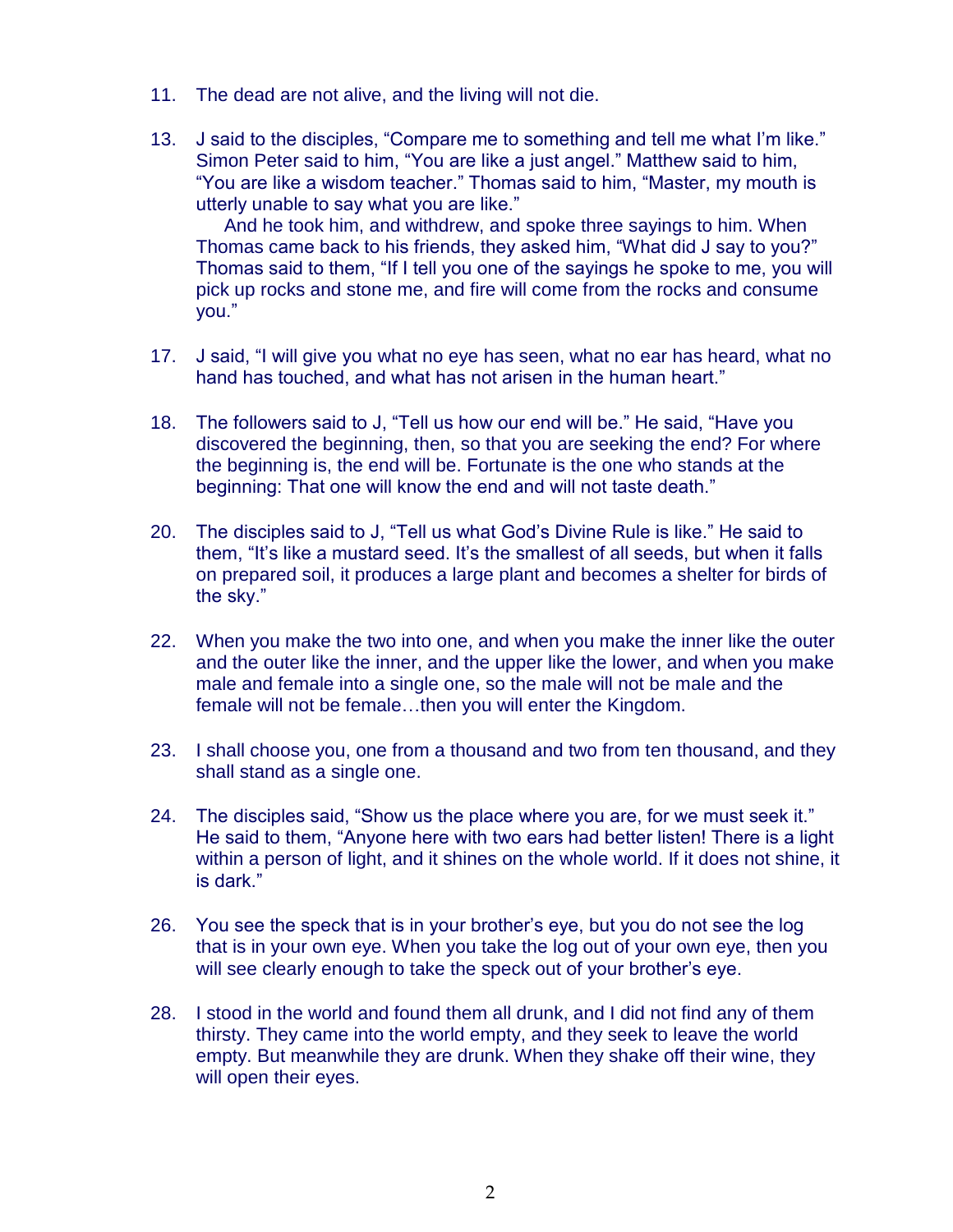11. The dead are not alive, and the living will not die.

13. J said to the disciples, "Compare me to something and tell me what I'm like." Simon Peter said to him, "You are like a just angel." Matthew said to him, "You are like a wisdom teacher." Thomas said to him, "Master, my mouth is utterly unable to say what you are like."

    And he took him, and withdrew, and spoke three sayings to him. When Thomas came back to his friends, they asked him, "What did J say to you?" Thomas said to them, "If I tell you one of the sayings he spoke to me, you will pick up rocks and stone me, and fire will come from the rocks and consume you."

17. J said, "I will give you what no eye has seen, what no ear has heard, what no hand has touched, and what has not arisen in the human heart."

18. The followers said to J, "Tell us how our end will be." He said, "Have you discovered the beginning, then, so that you are seeking the end? For where the beginning is, the end will be. Fortunate is the one who stands at the beginning: That one will know the end and will not taste death."

20. The disciples said to J, "Tell us what God's Divine Rule is like." He said to them, "It's like a mustard seed. It's the smallest of all seeds, but when it falls on prepared soil, it produces a large plant and becomes a shelter for birds of the sky."

22. When you make the two into one, and when you make the inner like the outer and the outer like the inner, and the upper like the lower, and when you make male and female into a single one, so the male will not be male and the female will not be female…then you will enter the Kingdom.

23. I shall choose you, one from a thousand and two from ten thousand, and they shall stand as a single one.

24. The disciples said, "Show us the place where you are, for we must seek it." He said to them, "Anyone here with two ears had better listen! There is a light within a person of light, and it shines on the whole world. If it does not shine, it is dark."

26. You see the speck that is in your brother's eye, but you do not see the log that is in your own eye. When you take the log out of your own eye, then you will see clearly enough to take the speck out of your brother's eye.

28. I stood in the world and found them all drunk, and I did not find any of them thirsty. They came into the world empty, and they seek to leave the world empty. But meanwhile they are drunk. When they shake off their wine, they will open their eyes.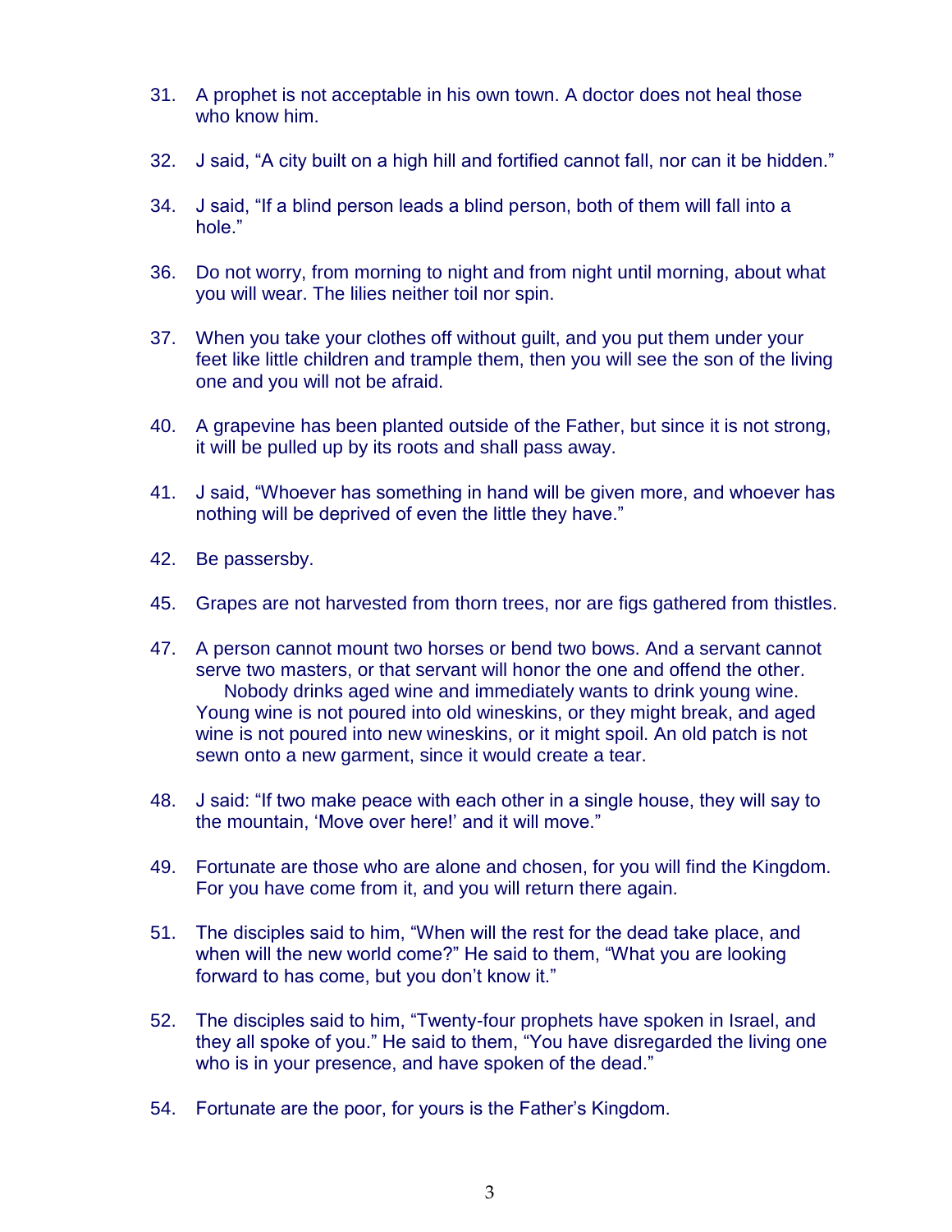31. A prophet is not acceptable in his own town. A doctor does not heal those who know him.

32. J said, “A city built on a high hill and fortified cannot fall, nor can it be hidden.”

34. J said, “If a blind person leads a blind person, both of them will fall into a hole.”

36. Do not worry, from morning to night and from night until morning, about what you will wear. The lilies neither toil nor spin.

37. When you take your clothes off without guilt, and you put them under your feet like little children and trample them, then you will see the son of the living one and you will not be afraid.

40. A grapevine has been planted outside of the Father, but since it is not strong, it will be pulled up by its roots and shall pass away.

41. J said, “Whoever has something in hand will be given more, and whoever has nothing will be deprived of even the little they have.”

42. Be passersby.

45. Grapes are not harvested from thorn trees, nor are figs gathered from thistles.

47. A person cannot mount two horses or bend two bows. And a servant cannot serve two masters, or that servant will honor the one and offend the other.
    Nobody drinks aged wine and immediately wants to drink young wine. Young wine is not poured into old wineskins, or they might break, and aged wine is not poured into new wineskins, or it might spoil. An old patch is not sewn onto a new garment, since it would create a tear.

48. J said: “If two make peace with each other in a single house, they will say to the mountain, ‘Move over here!’ and it will move.”

49. Fortunate are those who are alone and chosen, for you will find the Kingdom. For you have come from it, and you will return there again.

51. The disciples said to him, “When will the rest for the dead take place, and when will the new world come?” He said to them, “What you are looking forward to has come, but you don’t know it.”

52. The disciples said to him, “Twenty-four prophets have spoken in Israel, and they all spoke of you.” He said to them, “You have disregarded the living one who is in your presence, and have spoken of the dead.”

54. Fortunate are the poor, for yours is the Father’s Kingdom.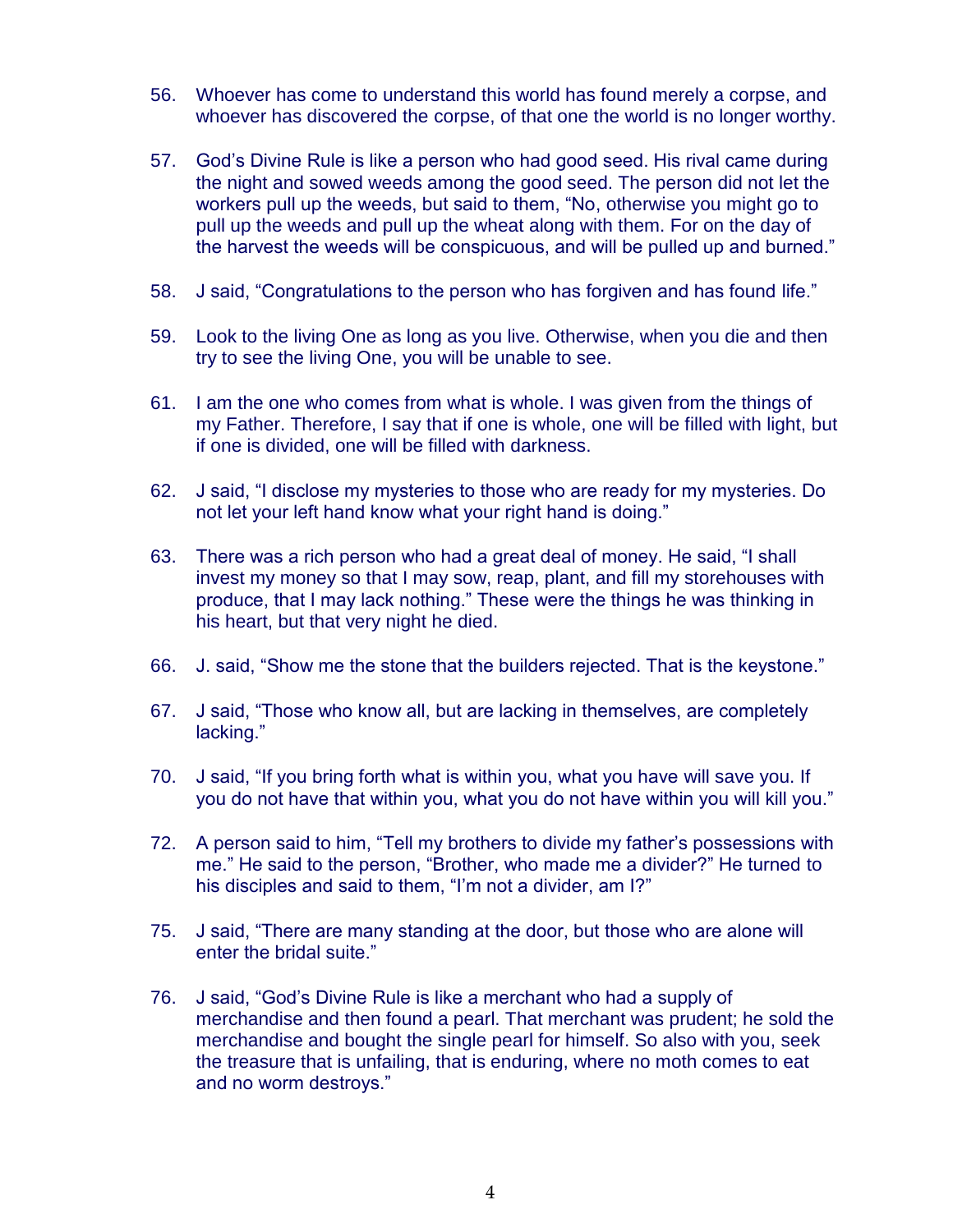56. Whoever has come to understand this world has found merely a corpse, and whoever has discovered the corpse, of that one the world is no longer worthy.

57. God's Divine Rule is like a person who had good seed. His rival came during the night and sowed weeds among the good seed. The person did not let the workers pull up the weeds, but said to them, "No, otherwise you might go to pull up the weeds and pull up the wheat along with them. For on the day of the harvest the weeds will be conspicuous, and will be pulled up and burned."

58. J said, "Congratulations to the person who has forgiven and has found life."

59. Look to the living One as long as you live. Otherwise, when you die and then try to see the living One, you will be unable to see.

61. I am the one who comes from what is whole. I was given from the things of my Father. Therefore, I say that if one is whole, one will be filled with light, but if one is divided, one will be filled with darkness.

62. J said, "I disclose my mysteries to those who are ready for my mysteries. Do not let your left hand know what your right hand is doing."

63. There was a rich person who had a great deal of money. He said, "I shall invest my money so that I may sow, reap, plant, and fill my storehouses with produce, that I may lack nothing." These were the things he was thinking in his heart, but that very night he died.

66. J. said, "Show me the stone that the builders rejected. That is the keystone."

67. J said, "Those who know all, but are lacking in themselves, are completely lacking."

70. J said, "If you bring forth what is within you, what you have will save you. If you do not have that within you, what you do not have within you will kill you."

72. A person said to him, "Tell my brothers to divide my father's possessions with me." He said to the person, "Brother, who made me a divider?" He turned to his disciples and said to them, "I'm not a divider, am I?"

75. J said, "There are many standing at the door, but those who are alone will enter the bridal suite."

76. J said, "God's Divine Rule is like a merchant who had a supply of merchandise and then found a pearl. That merchant was prudent; he sold the merchandise and bought the single pearl for himself. So also with you, seek the treasure that is unfailing, that is enduring, where no moth comes to eat and no worm destroys."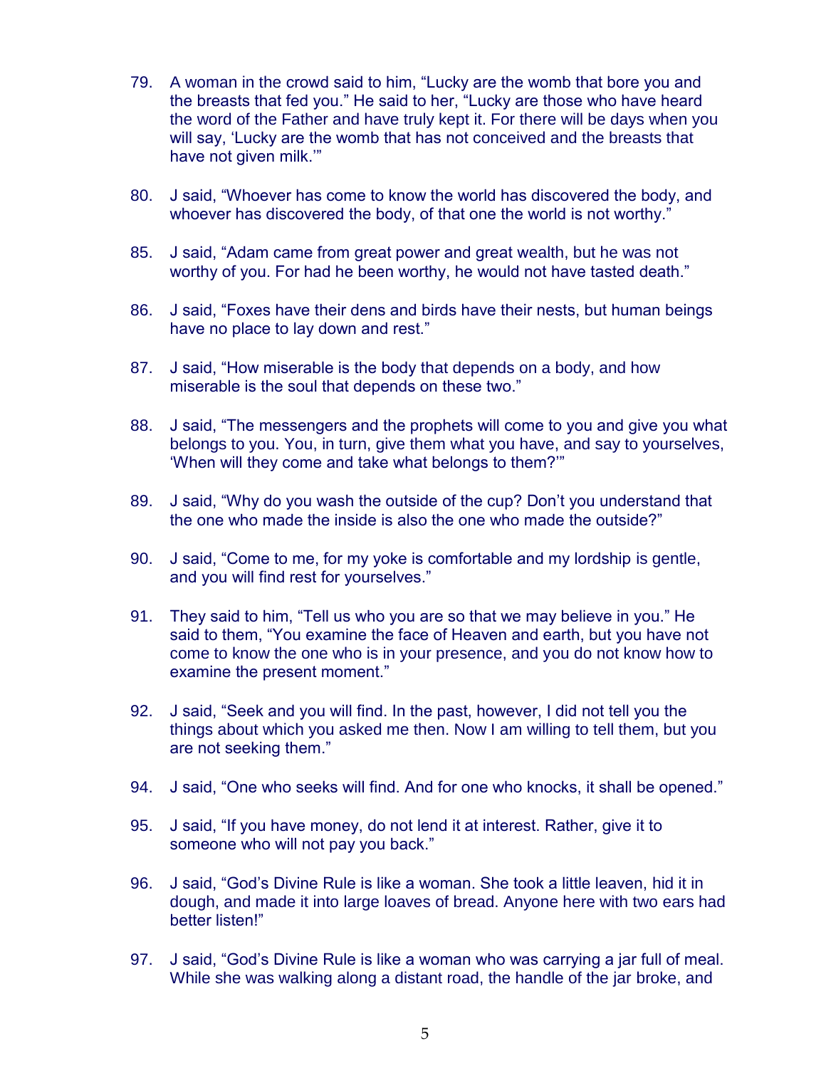79. A woman in the crowd said to him, “Lucky are the womb that bore you and the breasts that fed you.” He said to her, “Lucky are those who have heard the word of the Father and have truly kept it. For there will be days when you will say, ‘Lucky are the womb that has not conceived and the breasts that have not given milk.’”

80. J said, “Whoever has come to know the world has discovered the body, and whoever has discovered the body, of that one the world is not worthy.”

85. J said, “Adam came from great power and great wealth, but he was not worthy of you. For had he been worthy, he would not have tasted death.”

86. J said, “Foxes have their dens and birds have their nests, but human beings have no place to lay down and rest.”

87. J said, “How miserable is the body that depends on a body, and how miserable is the soul that depends on these two.”

88. J said, “The messengers and the prophets will come to you and give you what belongs to you. You, in turn, give them what you have, and say to yourselves, ‘When will they come and take what belongs to them?’”

89. J said, “Why do you wash the outside of the cup? Don’t you understand that the one who made the inside is also the one who made the outside?”

90. J said, “Come to me, for my yoke is comfortable and my lordship is gentle, and you will find rest for yourselves.”

91. They said to him, “Tell us who you are so that we may believe in you.” He said to them, “You examine the face of Heaven and earth, but you have not come to know the one who is in your presence, and you do not know how to examine the present moment.”

92. J said, “Seek and you will find. In the past, however, I did not tell you the things about which you asked me then. Now I am willing to tell them, but you are not seeking them.”

94. J said, “One who seeks will find. And for one who knocks, it shall be opened.”

95. J said, “If you have money, do not lend it at interest. Rather, give it to someone who will not pay you back.”

96. J said, “God’s Divine Rule is like a woman. She took a little leaven, hid it in dough, and made it into large loaves of bread. Anyone here with two ears had better listen!”

97. J said, “God’s Divine Rule is like a woman who was carrying a jar full of meal. While she was walking along a distant road, the handle of the jar broke, and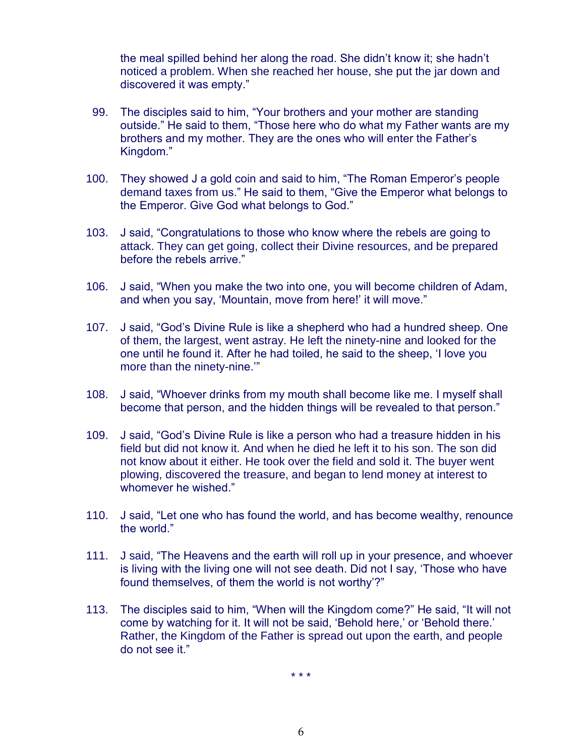the meal spilled behind her along the road. She didn't know it; she hadn't noticed a problem. When she reached her house, she put the jar down and discovered it was empty."

99. The disciples said to him, "Your brothers and your mother are standing outside." He said to them, "Those here who do what my Father wants are my brothers and my mother. They are the ones who will enter the Father's Kingdom."

100. They showed J a gold coin and said to him, "The Roman Emperor's people demand taxes from us." He said to them, "Give the Emperor what belongs to the Emperor. Give God what belongs to God."

103. J said, "Congratulations to those who know where the rebels are going to attack. They can get going, collect their Divine resources, and be prepared before the rebels arrive."

106. J said, "When you make the two into one, you will become children of Adam, and when you say, 'Mountain, move from here!' it will move."

107. J said, "God's Divine Rule is like a shepherd who had a hundred sheep. One of them, the largest, went astray. He left the ninety-nine and looked for the one until he found it. After he had toiled, he said to the sheep, 'I love you more than the ninety-nine.'"

108. J said, "Whoever drinks from my mouth shall become like me. I myself shall become that person, and the hidden things will be revealed to that person."

109. J said, "God's Divine Rule is like a person who had a treasure hidden in his field but did not know it. And when he died he left it to his son. The son did not know about it either. He took over the field and sold it. The buyer went plowing, discovered the treasure, and began to lend money at interest to whomever he wished."

110. J said, "Let one who has found the world, and has become wealthy, renounce the world."

111. J said, "The Heavens and the earth will roll up in your presence, and whoever is living with the living one will not see death. Did not I say, 'Those who have found themselves, of them the world is not worthy'?"

113. The disciples said to him, "When will the Kingdom come?" He said, "It will not come by watching for it. It will not be said, 'Behold here,' or 'Behold there.' Rather, the Kingdom of the Father is spread out upon the earth, and people do not see it."

\* \* \*